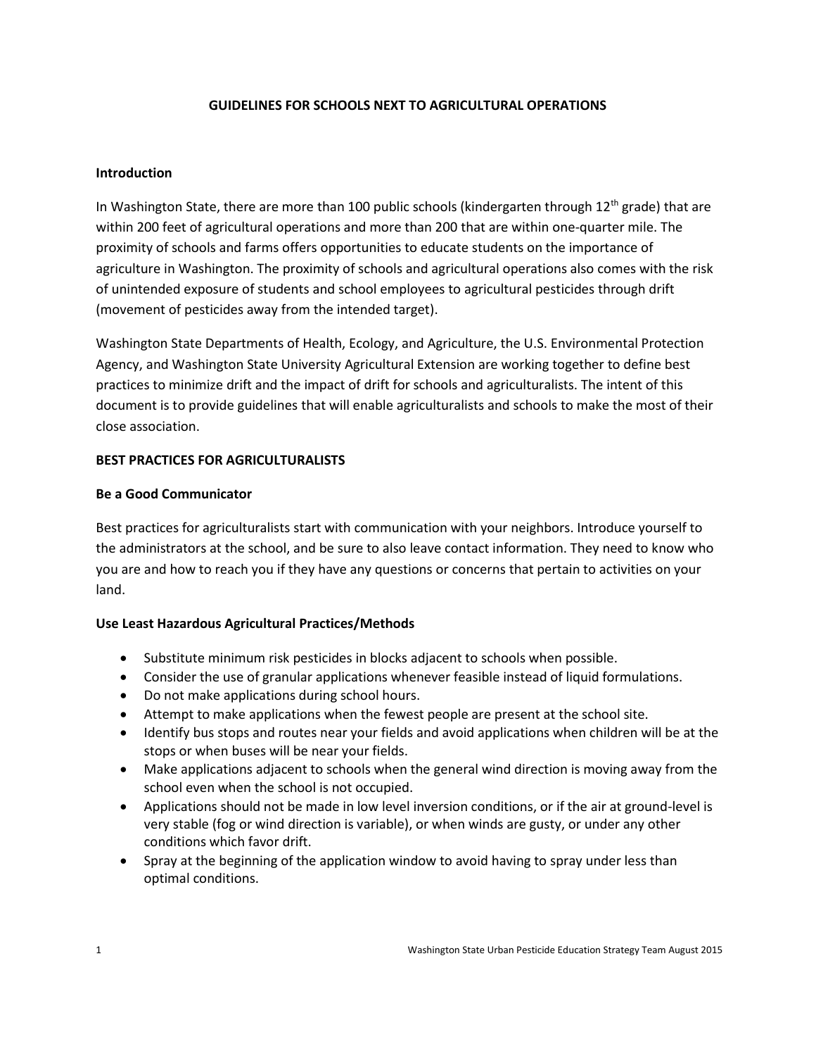# GUIDELINES FOR SCHOOLS NEXT TO AGRICULTURAL OPERATIONS

## Introduction

In Washington State, there are more than 100 public schools (kindergarten through 12th grade) that are within 200 feet of agricultural operations and more than 200 that are within one-quarter mile. The proximity of schools and farms offers opportunities to educate students on the importance of agriculture in Washington. The proximity of schools and agricultural operations also comes with the risk of unintended exposure of students and school employees to agricultural pesticides through drift (movement of pesticides away from the intended target).

Washington State Departments of Health, Ecology, and Agriculture, the U.S. Environmental Protection Agency, and Washington State University Agricultural Extension are working together to define best practices to minimize drift and the impact of drift for schools and agriculturalists. The intent of this document is to provide guidelines that will enable agriculturalists and schools to make the most of their close association.

## BEST PRACTICES FOR AGRICULTURALISTS

### Be a Good Communicator

Best practices for agriculturalists start with communication with your neighbors. Introduce yourself to the administrators at the school, and be sure to also leave contact information. They need to know who you are and how to reach you if they have any questions or concerns that pertain to activities on your land.

### Use Least Hazardous Agricultural Practices/Methods

- Substitute minimum risk pesticides in blocks adjacent to schools when possible.
- Consider the use of granular applications whenever feasible instead of liquid formulations.
- Do not make applications during school hours.
- Attempt to make applications when the fewest people are present at the school site.
- Identify bus stops and routes near your fields and avoid applications when children will be at the stops or when buses will be near your fields.
- Make applications adjacent to schools when the general wind direction is moving away from the school even when the school is not occupied.
- Applications should not be made in low level inversion conditions, or if the air at ground-level is very stable (fog or wind direction is variable), or when winds are gusty, or under any other conditions which favor drift.
- Spray at the beginning of the application window to avoid having to spray under less than optimal conditions.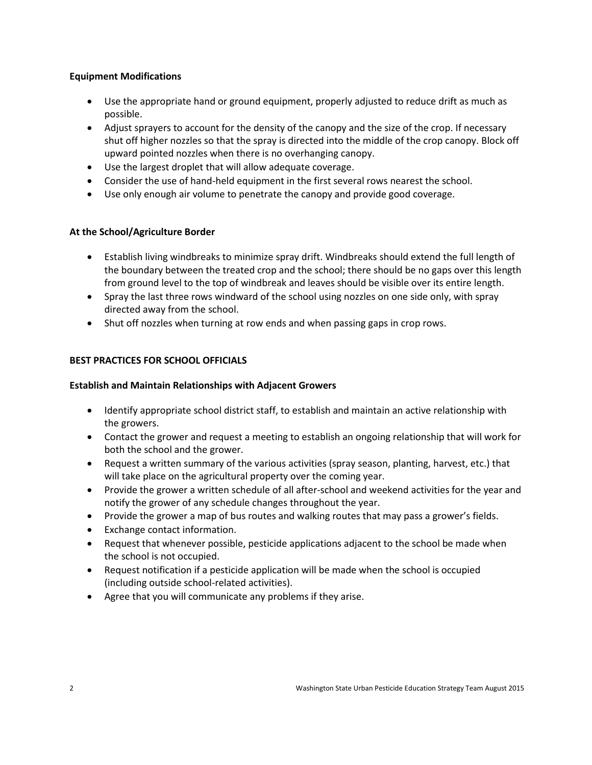### Equipment Modifications

- Use the appropriate hand or ground equipment, properly adjusted to reduce drift as much as possible.
- Adjust sprayers to account for the density of the canopy and the size of the crop. If necessary shut off higher nozzles so that the spray is directed into the middle of the crop canopy. Block off upward pointed nozzles when there is no overhanging canopy.
- Use the largest droplet that will allow adequate coverage.
- Consider the use of hand-held equipment in the first several rows nearest the school.
- Use only enough air volume to penetrate the canopy and provide good coverage.

### At the School/Agriculture Border

- Establish living windbreaks to minimize spray drift. Windbreaks should extend the full length of the boundary between the treated crop and the school; there should be no gaps over this length from ground level to the top of windbreak and leaves should be visible over its entire length.
- Spray the last three rows windward of the school using nozzles on one side only, with spray directed away from the school.
- Shut off nozzles when turning at row ends and when passing gaps in crop rows.

## BEST PRACTICES FOR SCHOOL OFFICIALS

### Establish and Maintain Relationships with Adjacent Growers

- Identify appropriate school district staff, to establish and maintain an active relationship with the growers.
- Contact the grower and request a meeting to establish an ongoing relationship that will work for both the school and the grower.
- Request a written summary of the various activities (spray season, planting, harvest, etc.) that will take place on the agricultural property over the coming year.
- Provide the grower a written schedule of all after-school and weekend activities for the year and notify the grower of any schedule changes throughout the year.
- Provide the grower a map of bus routes and walking routes that may pass a grower's fields.
- Exchange contact information.
- Request that whenever possible, pesticide applications adjacent to the school be made when the school is not occupied.
- Request notification if a pesticide application will be made when the school is occupied (including outside school-related activities).
- Agree that you will communicate any problems if they arise.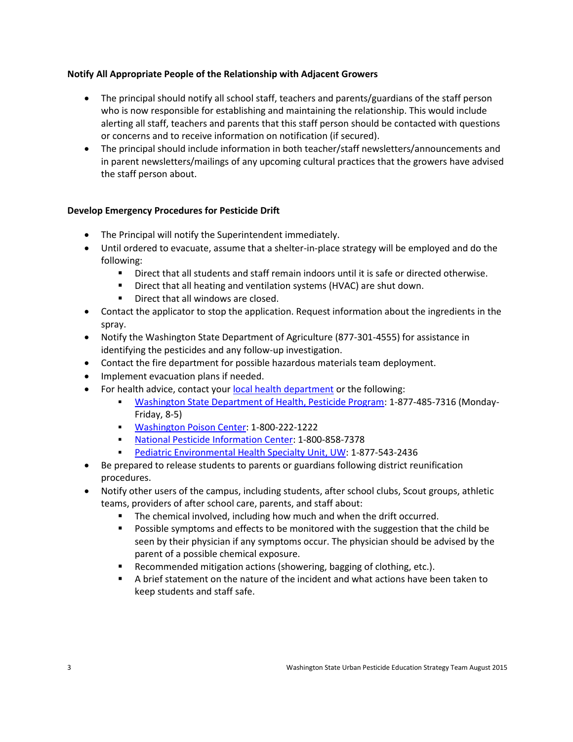**Notify All Appropriate People of the Relationship with Adjacent Growers**

- The principal should notify all school staff, teachers and parents/guardians of the staff person who is now responsible for establishing and maintaining the relationship. This would include alerting all staff, teachers and parents that this staff person should be contacted with questions or concerns and to receive information on notification (if secured).
- The principal should include information in both teacher/staff newsletters/announcements and in parent newsletters/mailings of any upcoming cultural practices that the growers have advised the staff person about.

**Develop Emergency Procedures for Pesticide Drift**

- The Principal will notify the Superintendent immediately.
- Until ordered to evacuate, assume that a shelter-in-place strategy will be employed and do the following:
  - Direct that all students and staff remain indoors until it is safe or directed otherwise.
  - Direct that all heating and ventilation systems (HVAC) are shut down.
  - Direct that all windows are closed.
- Contact the applicator to stop the application. Request information about the ingredients in the spray.
- Notify the Washington State Department of Agriculture (877-301-4555) for assistance in identifying the pesticides and any follow-up investigation.
- Contact the fire department for possible hazardous materials team deployment.
- Implement evacuation plans if needed.
- For health advice, contact your local health department or the following:
  - Washington State Department of Health, Pesticide Program: 1-877-485-7316 (Monday-Friday, 8-5)
  - Washington Poison Center: 1-800-222-1222
  - National Pesticide Information Center: 1-800-858-7378
  - Pediatric Environmental Health Specialty Unit, UW: 1-877-543-2436
- Be prepared to release students to parents or guardians following district reunification procedures.
- Notify other users of the campus, including students, after school clubs, Scout groups, athletic teams, providers of after school care, parents, and staff about:
  - The chemical involved, including how much and when the drift occurred.
  - Possible symptoms and effects to be monitored with the suggestion that the child be seen by their physician if any symptoms occur. The physician should be advised by the parent of a possible chemical exposure.
  - Recommended mitigation actions (showering, bagging of clothing, etc.).
  - A brief statement on the nature of the incident and what actions have been taken to keep students and staff safe.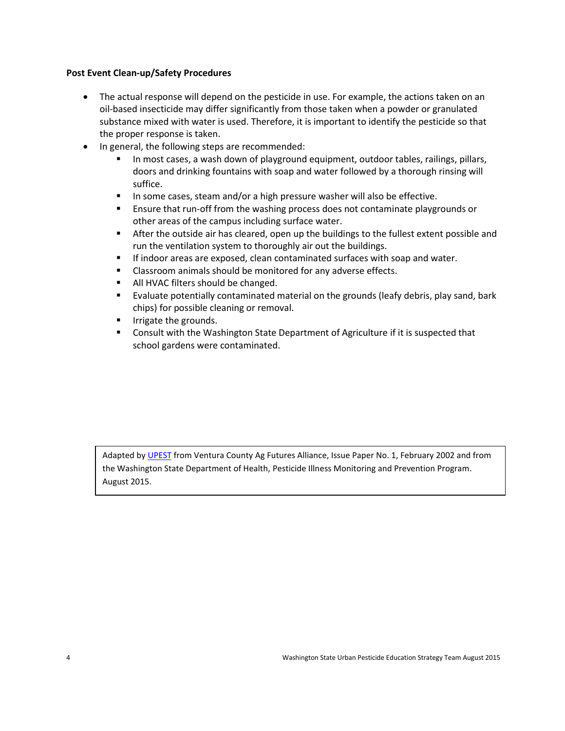**Post Event Clean-up/Safety Procedures**

- The actual response will depend on the pesticide in use. For example, the actions taken on an oil-based insecticide may differ significantly from those taken when a powder or granulated substance mixed with water is used. Therefore, it is important to identify the pesticide so that the proper response is taken.
- In general, the following steps are recommended:
  - In most cases, a wash down of playground equipment, outdoor tables, railings, pillars, doors and drinking fountains with soap and water followed by a thorough rinsing will suffice.
  - In some cases, steam and/or a high pressure washer will also be effective.
  - Ensure that run-off from the washing process does not contaminate playgrounds or other areas of the campus including surface water.
  - After the outside air has cleared, open up the buildings to the fullest extent possible and run the ventilation system to thoroughly air out the buildings.
  - If indoor areas are exposed, clean contaminated surfaces with soap and water.
  - Classroom animals should be monitored for any adverse effects.
  - All HVAC filters should be changed.
  - Evaluate potentially contaminated material on the grounds (leafy debris, play sand, bark chips) for possible cleaning or removal.
  - Irrigate the grounds.
  - Consult with the Washington State Department of Agriculture if it is suspected that school gardens were contaminated.

Adapted by UPEST from Ventura County Ag Futures Alliance, Issue Paper No. 1, February 2002 and from the Washington State Department of Health, Pesticide Illness Monitoring and Prevention Program. August 2015.